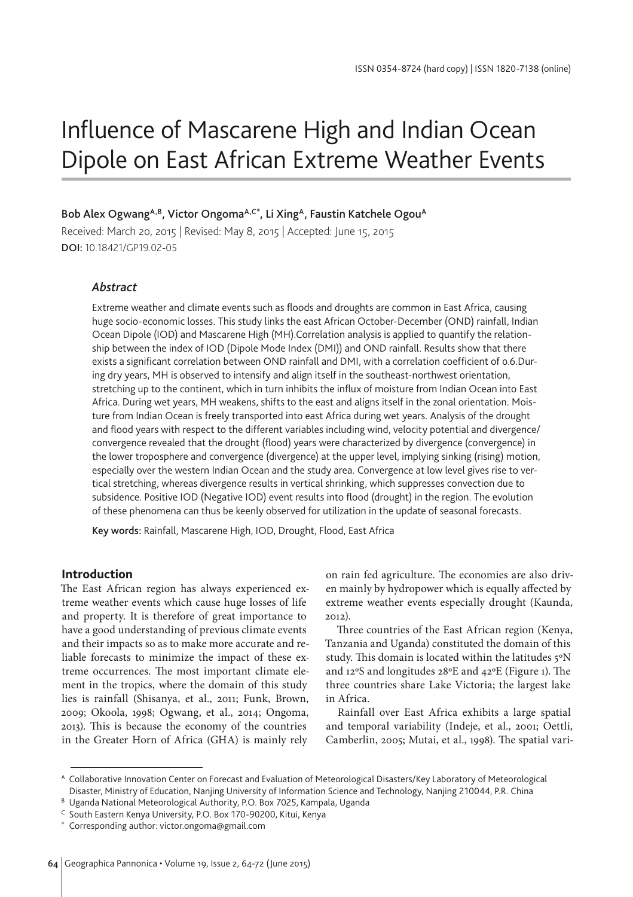ISSN 0354-8724 (hard copy) | ISSN 1820-7138 (online)

# Influence of Mascarene High and Indian Ocean Dipole on East African Extreme Weather Events

**Bob Alex Ogwang[A,B], Victor Ongoma[A,C*], Li Xing[A], Faustin Katchele Ogou[A]**

Received: March 20, 2015 | Revised: May 8, 2015 | Accepted: June 15, 2015

**DOI:** 10.18421/GP19.02-05

### *Abstract*

Extreme weather and climate events such as floods and droughts are common in East Africa, causing huge socio-economic losses. This study links the east African October-December (OND) rainfall, Indian Ocean Dipole (IOD) and Mascarene High (MH).Correlation analysis is applied to quantify the relationship between the index of IOD (Dipole Mode Index (DMI)) and OND rainfall. Results show that there exists a significant correlation between OND rainfall and DMI, with a correlation coefficient of 0.6.During dry years, MH is observed to intensify and align itself in the southeast-northwest orientation, stretching up to the continent, which in turn inhibits the influx of moisture from Indian Ocean into East Africa. During wet years, MH weakens, shifts to the east and aligns itself in the zonal orientation. Moisture from Indian Ocean is freely transported into east Africa during wet years. Analysis of the drought and flood years with respect to the different variables including wind, velocity potential and divergence/convergence revealed that the drought (flood) years were characterized by divergence (convergence) in the lower troposphere and convergence (divergence) at the upper level, implying sinking (rising) motion, especially over the western Indian Ocean and the study area. Convergence at low level gives rise to vertical stretching, whereas divergence results in vertical shrinking, which suppresses convection due to subsidence. Positive IOD (Negative IOD) event results into flood (drought) in the region. The evolution of these phenomena can thus be keenly observed for utilization in the update of seasonal forecasts.

**Key words:** Rainfall, Mascarene High, IOD, Drought, Flood, East Africa

## Introduction

The East African region has always experienced extreme weather events which cause huge losses of life and property. It is therefore of great importance to have a good understanding of previous climate events and their impacts so as to make more accurate and reliable forecasts to minimize the impact of these extreme occurrences. The most important climate element in the tropics, where the domain of this study lies is rainfall (Shisanya, et al., 2011; Funk, Brown, 2009; Okoola, 1998; Ogwang, et al., 2014; Ongoma, 2013). This is because the economy of the countries in the Greater Horn of Africa (GHA) is mainly rely on rain fed agriculture. The economies are also driven mainly by hydropower which is equally affected by extreme weather events especially drought (Kaunda, 2012).

Three countries of the East African region (Kenya, Tanzania and Uganda) constituted the domain of this study. This domain is located within the latitudes 5ºN and 12ºS and longitudes 28ºE and 42ºE (Figure 1). The three countries share Lake Victoria; the largest lake in Africa.

Rainfall over East Africa exhibits a large spatial and temporal variability (Indeje, et al., 2001; Oettli, Camberlin, 2005; Mutai, et al., 1998). The spatial vari-

---

[A] Collaborative Innovation Center on Forecast and Evaluation of Meteorological Disasters/Key Laboratory of Meteorological Disaster, Ministry of Education, Nanjing University of Information Science and Technology, Nanjing 210044, P.R. China

[B] Uganda National Meteorological Authority, P.O. Box 7025, Kampala, Uganda

[C] South Eastern Kenya University, P.O. Box 170-90200, Kitui, Kenya

[*] Corresponding author: victor.ongoma@gmail.com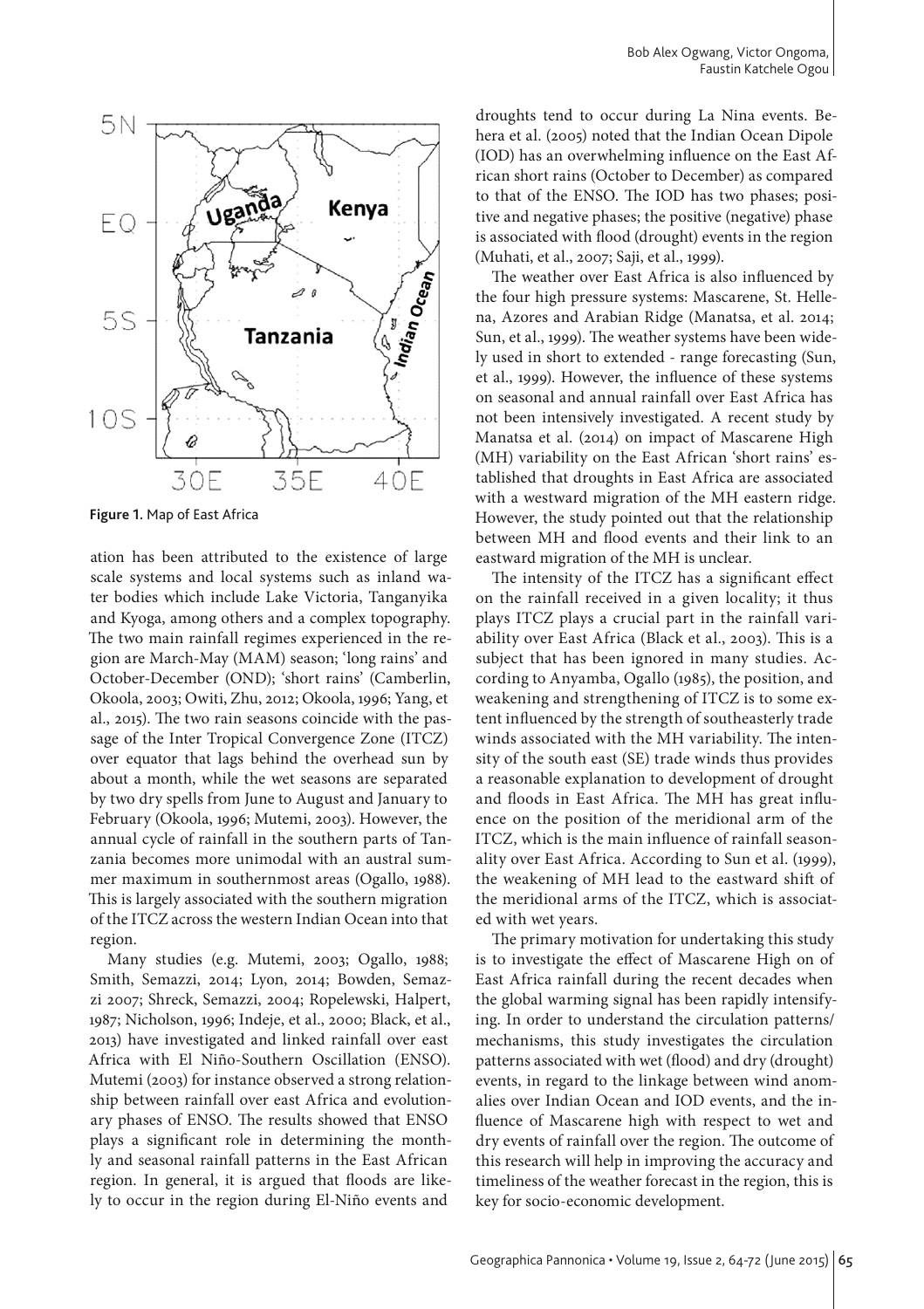Figure 1. Map of East Africa

ation has been attributed to the existence of large scale systems and local systems such as inland water bodies which include Lake Victoria, Tanganyika and Kyoga, among others and a complex topography. The two main rainfall regimes experienced in the region are March-May (MAM) season; 'long rains' and October-December (OND); 'short rains' (Camberlin, Okoola, 2003; Owiti, Zhu, 2012; Okoola, 1996; Yang, et al., 2015). The two rain seasons coincide with the passage of the Inter Tropical Convergence Zone (ITCZ) over equator that lags behind the overhead sun by about a month, while the wet seasons are separated by two dry spells from June to August and January to February (Okoola, 1996; Mutemi, 2003). However, the annual cycle of rainfall in the southern parts of Tanzania becomes more unimodal with an austral summer maximum in southernmost areas (Ogallo, 1988). This is largely associated with the southern migration of the ITCZ across the western Indian Ocean into that region.

Many studies (e.g. Mutemi, 2003; Ogallo, 1988; Smith, Semazzi, 2014; Lyon, 2014; Bowden, Semazzi 2007; Shreck, Semazzi, 2004; Ropelewski, Halpert, 1987; Nicholson, 1996; Indeje, et al., 2000; Black, et al., 2013) have investigated and linked rainfall over east Africa with El Niño-Southern Oscillation (ENSO). Mutemi (2003) for instance observed a strong relationship between rainfall over east Africa and evolutionary phases of ENSO. The results showed that ENSO plays a significant role in determining the monthly and seasonal rainfall patterns in the East African region. In general, it is argued that floods are likely to occur in the region during El-Niño events and droughts tend to occur during La Nina events. Behera et al. (2005) noted that the Indian Ocean Dipole (IOD) has an overwhelming influence on the East African short rains (October to December) as compared to that of the ENSO. The IOD has two phases; positive and negative phases; the positive (negative) phase is associated with flood (drought) events in the region (Muhati, et al., 2007; Saji, et al., 1999).

The weather over East Africa is also influenced by the four high pressure systems: Mascarene, St. Hellena, Azores and Arabian Ridge (Manatsa, et al. 2014; Sun, et al., 1999). The weather systems have been widely used in short to extended - range forecasting (Sun, et al., 1999). However, the influence of these systems on seasonal and annual rainfall over East Africa has not been intensively investigated. A recent study by Manatsa et al. (2014) on impact of Mascarene High (MH) variability on the East African 'short rains' established that droughts in East Africa are associated with a westward migration of the MH eastern ridge. However, the study pointed out that the relationship between MH and flood events and their link to an eastward migration of the MH is unclear.

The intensity of the ITCZ has a significant effect on the rainfall received in a given locality; it thus plays ITCZ plays a crucial part in the rainfall variability over East Africa (Black et al., 2003). This is a subject that has been ignored in many studies. According to Anyamba, Ogallo (1985), the position, and weakening and strengthening of ITCZ is to some extent influenced by the strength of southeasterly trade winds associated with the MH variability. The intensity of the south east (SE) trade winds thus provides a reasonable explanation to development of drought and floods in East Africa. The MH has great influence on the position of the meridional arm of the ITCZ, which is the main influence of rainfall seasonality over East Africa. According to Sun et al. (1999), the weakening of MH lead to the eastward shift of the meridional arms of the ITCZ, which is associated with wet years.

The primary motivation for undertaking this study is to investigate the effect of Mascarene High on of East Africa rainfall during the recent decades when the global warming signal has been rapidly intensifying. In order to understand the circulation patterns/ mechanisms, this study investigates the circulation patterns associated with wet (flood) and dry (drought) events, in regard to the linkage between wind anomalies over Indian Ocean and IOD events, and the influence of Mascarene high with respect to wet and dry events of rainfall over the region. The outcome of this research will help in improving the accuracy and timeliness of the weather forecast in the region, this is key for socio-economic development.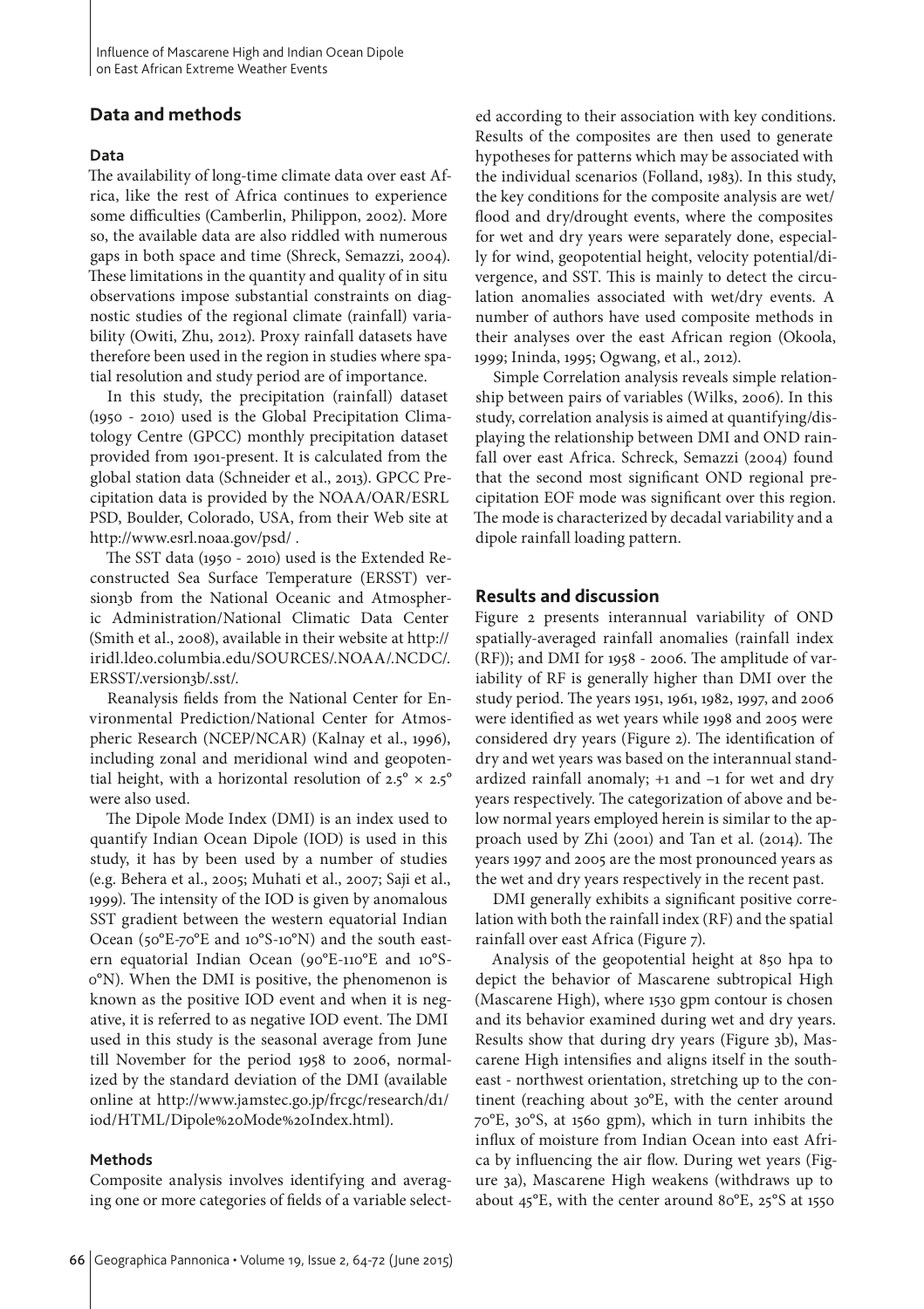## Data and methods

### Data

The availability of long-time climate data over east Africa, like the rest of Africa continues to experience some difficulties (Camberlin, Philippon, 2002). More so, the available data are also riddled with numerous gaps in both space and time (Shreck, Semazzi, 2004). These limitations in the quantity and quality of in situ observations impose substantial constraints on diagnostic studies of the regional climate (rainfall) variability (Owiti, Zhu, 2012). Proxy rainfall datasets have therefore been used in the region in studies where spatial resolution and study period are of importance.

In this study, the precipitation (rainfall) dataset (1950 - 2010) used is the Global Precipitation Climatology Centre (GPCC) monthly precipitation dataset provided from 1901-present. It is calculated from the global station data (Schneider et al., 2013). GPCC Precipitation data is provided by the NOAA/OAR/ESRL PSD, Boulder, Colorado, USA, from their Web site at http://www.esrl.noaa.gov/psd/ .

The SST data (1950 - 2010) used is the Extended Reconstructed Sea Surface Temperature (ERSST) version3b from the National Oceanic and Atmospheric Administration/National Climatic Data Center (Smith et al., 2008), available in their website at http://iridl.ldeo.columbia.edu/SOURCES/.NOAA/.NCDC/.ERSST/.version3b/.sst/.

Reanalysis fields from the National Center for Environmental Prediction/National Center for Atmospheric Research (NCEP/NCAR) (Kalnay et al., 1996), including zonal and meridional wind and geopotential height, with a horizontal resolution of $2.5° \times 2.5°$ were also used.

The Dipole Mode Index (DMI) is an index used to quantify Indian Ocean Dipole (IOD) is used in this study, it has by been used by a number of studies (e.g. Behera et al., 2005; Muhati et al., 2007; Saji et al., 1999). The intensity of the IOD is given by anomalous SST gradient between the western equatorial Indian Ocean (50°E-70°E and 10°S-10°N) and the south eastern equatorial Indian Ocean (90°E-110°E and 10°S-0°N). When the DMI is positive, the phenomenon is known as the positive IOD event and when it is negative, it is referred to as negative IOD event. The DMI used in this study is the seasonal average from June till November for the period 1958 to 2006, normalized by the standard deviation of the DMI (available online at http://www.jamstec.go.jp/frcgc/research/d1/iod/HTML/Dipole%20Mode%20Index.html).

### Methods

Composite analysis involves identifying and averaging one or more categories of fields of a variable selected according to their association with key conditions. Results of the composites are then used to generate hypotheses for patterns which may be associated with the individual scenarios (Folland, 1983). In this study, the key conditions for the composite analysis are wet/flood and dry/drought events, where the composites for wet and dry years were separately done, especially for wind, geopotential height, velocity potential/divergence, and SST. This is mainly to detect the circulation anomalies associated with wet/dry events. A number of authors have used composite methods in their analyses over the east African region (Okoola, 1999; Ininda, 1995; Ogwang, et al., 2012).

Simple Correlation analysis reveals simple relationship between pairs of variables (Wilks, 2006). In this study, correlation analysis is aimed at quantifying/displaying the relationship between DMI and OND rainfall over east Africa. Schreck, Semazzi (2004) found that the second most significant OND regional precipitation EOF mode was significant over this region. The mode is characterized by decadal variability and a dipole rainfall loading pattern.

## Results and discussion

Figure 2 presents interannual variability of OND spatially-averaged rainfall anomalies (rainfall index (RF)); and DMI for 1958 - 2006. The amplitude of variability of RF is generally higher than DMI over the study period. The years 1951, 1961, 1982, 1997, and 2006 were identified as wet years while 1998 and 2005 were considered dry years (Figure 2). The identification of dry and wet years was based on the interannual standardized rainfall anomaly; +1 and –1 for wet and dry years respectively. The categorization of above and below normal years employed herein is similar to the approach used by Zhi (2001) and Tan et al. (2014). The years 1997 and 2005 are the most pronounced years as the wet and dry years respectively in the recent past.

DMI generally exhibits a significant positive correlation with both the rainfall index (RF) and the spatial rainfall over east Africa (Figure 7).

Analysis of the geopotential height at 850 hpa to depict the behavior of Mascarene subtropical High (Mascarene High), where 1530 gpm contour is chosen and its behavior examined during wet and dry years. Results show that during dry years (Figure 3b), Mascarene High intensifies and aligns itself in the southeast - northwest orientation, stretching up to the continent (reaching about 30°E, with the center around 70°E, 30°S, at 1560 gpm), which in turn inhibits the influx of moisture from Indian Ocean into east Africa by influencing the air flow. During wet years (Figure 3a), Mascarene High weakens (withdraws up to about 45°E, with the center around 80°E, 25°S at 1550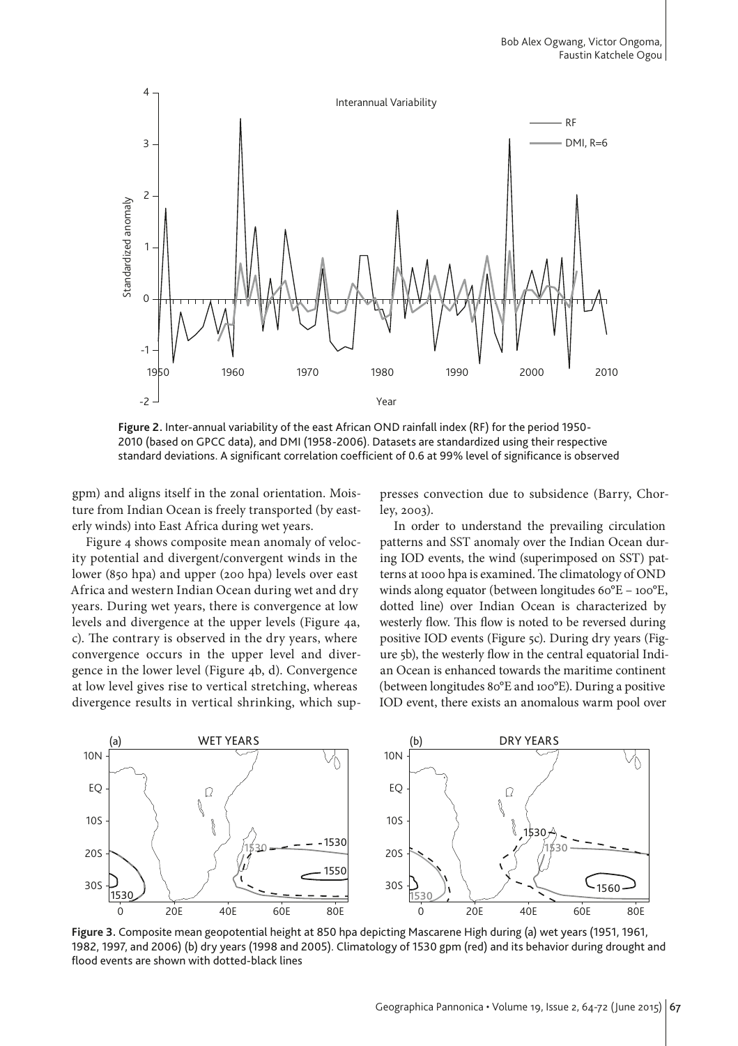Figure 2. Inter-annual variability of the east African OND rainfall index (RF) for the period 1950-2010 (based on GPCC data), and DMI (1958-2006). Datasets are standardized using their respective standard deviations. A significant correlation coefficient of 0.6 at 99% level of significance is observed

gpm) and aligns itself in the zonal orientation. Moisture from Indian Ocean is freely transported (by easterly winds) into East Africa during wet years.

Figure 4 shows composite mean anomaly of velocity potential and divergent/convergent winds in the lower (850 hpa) and upper (200 hpa) levels over east Africa and western Indian Ocean during wet and dry years. During wet years, there is convergence at low levels and divergence at the upper levels (Figure 4a, c). The contrary is observed in the dry years, where convergence occurs in the upper level and divergence in the lower level (Figure 4b, d). Convergence at low level gives rise to vertical stretching, whereas divergence results in vertical shrinking, which suppresses convection due to subsidence (Barry, Chorley, 2003).

In order to understand the prevailing circulation patterns and SST anomaly over the Indian Ocean during IOD events, the wind (superimposed on SST) patterns at 1000 hpa is examined. The climatology of OND winds along equator (between longitudes 60°E – 100°E, dotted line) over Indian Ocean is characterized by westerly flow. This flow is noted to be reversed during positive IOD events (Figure 5c). During dry years (Figure 5b), the westerly flow in the central equatorial Indian Ocean is enhanced towards the maritime continent (between longitudes 80°E and 100°E). During a positive IOD event, there exists an anomalous warm pool over

Figure 3. Composite mean geopotential height at 850 hpa depicting Mascarene High during (a) wet years (1951, 1961, 1982, 1997, and 2006) (b) dry years (1998 and 2005). Climatology of 1530 gpm (red) and its behavior during drought and flood events are shown with dotted-black lines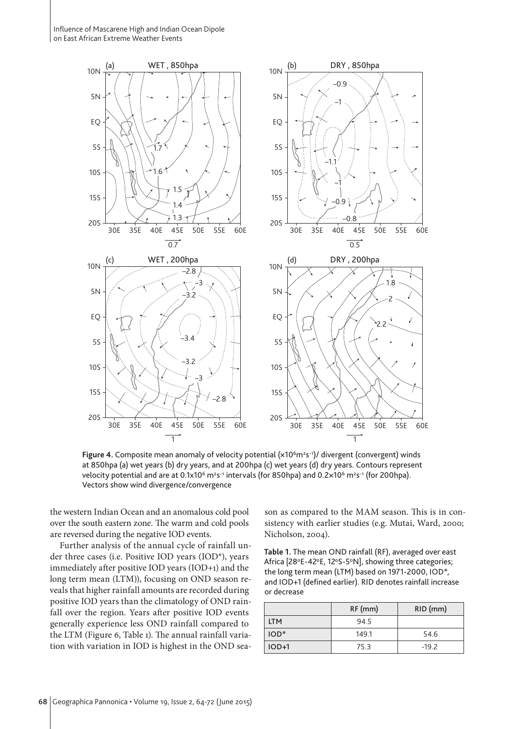Figure 4. Composite mean anomaly of velocity potential ($\times10^6 m^2s^{-1}$)/ divergent (convergent) winds at 850hpa (a) wet years (b) dry years, and at 200hpa (c) wet years (d) dry years. Contours represent velocity potential and are at $0.1\times10^6 m^2s^{-1}$ intervals (for 850hpa) and $0.2\times10^6 m^2s^{-1}$ (for 200hpa). Vectors show wind divergence/convergence

the western Indian Ocean and an anomalous cold pool over the south eastern zone. The warm and cold pools are reversed during the negative IOD events.

Further analysis of the annual cycle of rainfall under three cases (i.e. Positive IOD years (IOD*), years immediately after positive IOD years (IOD+1) and the long term mean (LTM)), focusing on OND season reveals that higher rainfall amounts are recorded during positive IOD years than the climatology of OND rainfall over the region. Years after positive IOD events generally experience less OND rainfall compared to the LTM (Figure 6, Table 1). The annual rainfall variation with variation in IOD is highest in the OND season as compared to the MAM season. This is in consistency with earlier studies (e.g. Mutai, Ward, 2000; Nicholson, 2004).

Table 1. The mean OND rainfall (RF), averaged over east Africa [28ºE-42ºE, 12ºS-5ºN], showing three categories; the long term mean (LTM) based on 1971-2000, IOD*, and IOD+1 (defined earlier). RID denotes rainfall increase or decrease

| | RF (mm) | RID (mm) |
|---|---|---|
| LTM | 94.5 | |
| IOD* | 149.1 | 54.6 |
| IOD+1 | 75.3 | -19.2 |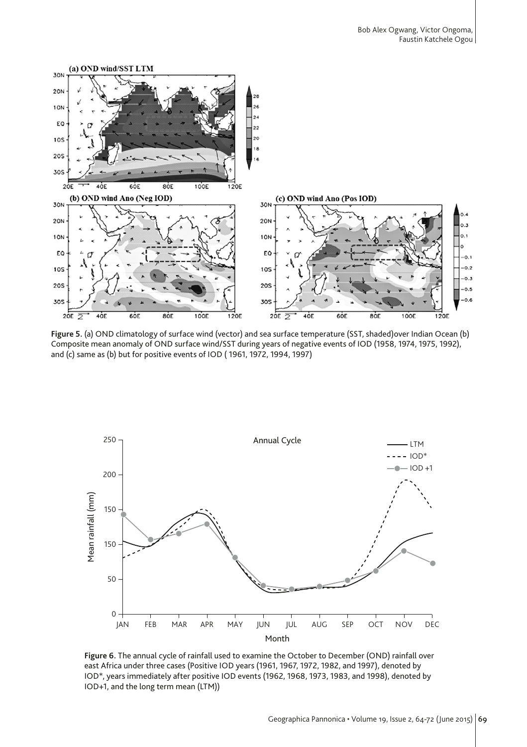Figure 5. (a) OND climatology of surface wind (vector) and sea surface temperature (SST, shaded)over Indian Ocean (b) Composite mean anomaly of OND surface wind/SST during years of negative events of IOD (1958, 1974, 1975, 1992), and (c) same as (b) but for positive events of IOD ( 1961, 1972, 1994, 1997)

Figure 6. The annual cycle of rainfall used to examine the October to December (OND) rainfall over east Africa under three cases (Positive IOD years (1961, 1967, 1972, 1982, and 1997), denoted by IOD*, years immediately after positive IOD events (1962, 1968, 1973, 1983, and 1998), denoted by IOD+1, and the long term mean (LTM))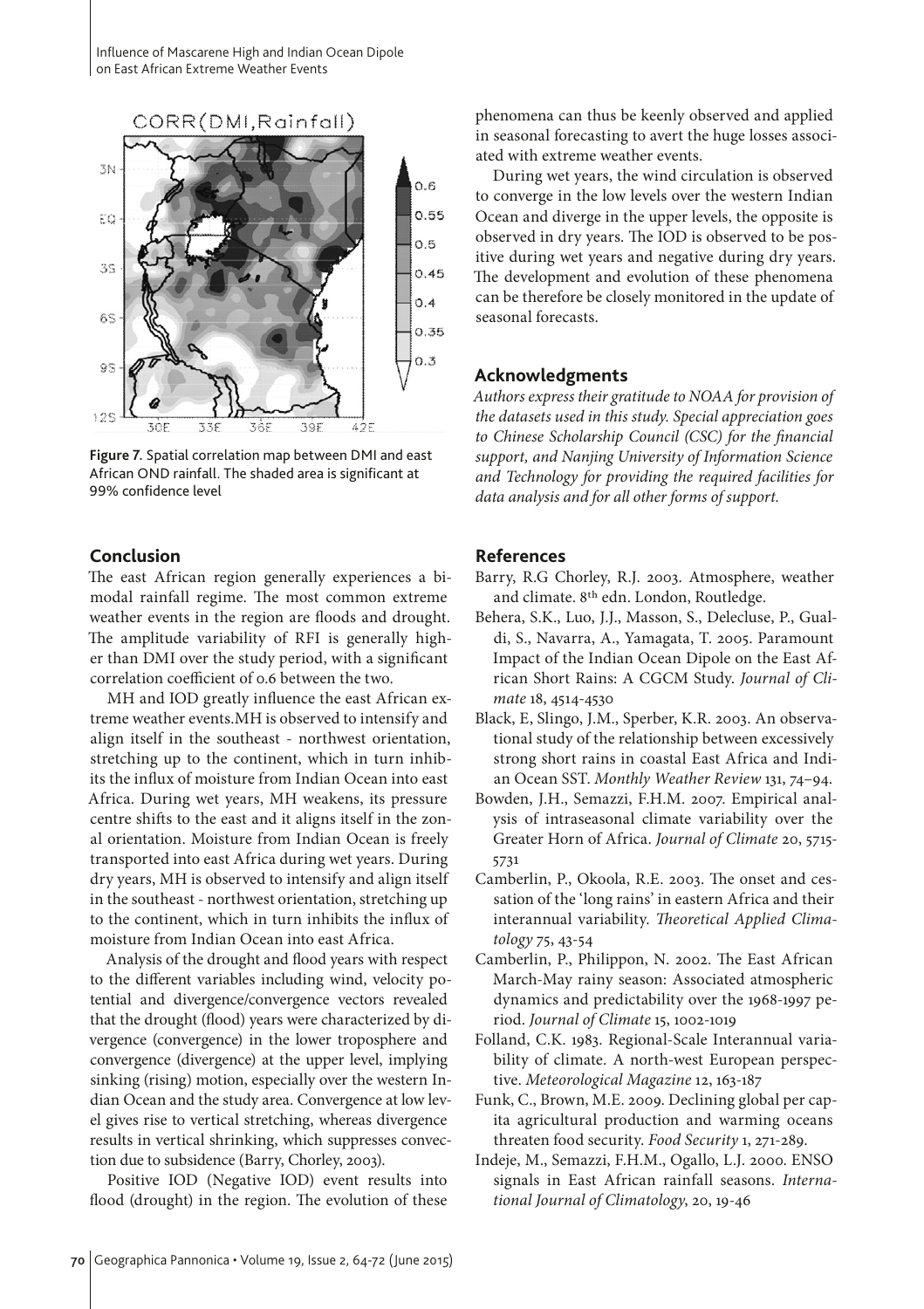Figure 7. Spatial correlation map between DMI and east African OND rainfall. The shaded area is significant at 99% confidence level

## Conclusion

The east African region generally experiences a bimodal rainfall regime. The most common extreme weather events in the region are floods and drought. The amplitude variability of RFI is generally higher than DMI over the study period, with a significant correlation coefficient of 0.6 between the two.

MH and IOD greatly influence the east African extreme weather events.MH is observed to intensify and align itself in the southeast - northwest orientation, stretching up to the continent, which in turn inhibits the influx of moisture from Indian Ocean into east Africa. During wet years, MH weakens, its pressure centre shifts to the east and it aligns itself in the zonal orientation. Moisture from Indian Ocean is freely transported into east Africa during wet years. During dry years, MH is observed to intensify and align itself in the southeast - northwest orientation, stretching up to the continent, which in turn inhibits the influx of moisture from Indian Ocean into east Africa.

Analysis of the drought and flood years with respect to the different variables including wind, velocity potential and divergence/convergence vectors revealed that the drought (flood) years were characterized by divergence (convergence) in the lower troposphere and convergence (divergence) at the upper level, implying sinking (rising) motion, especially over the western Indian Ocean and the study area. Convergence at low level gives rise to vertical stretching, whereas divergence results in vertical shrinking, which suppresses convection due to subsidence (Barry, Chorley, 2003).

Positive IOD (Negative IOD) event results into flood (drought) in the region. The evolution of these phenomena can thus be keenly observed and applied in seasonal forecasting to avert the huge losses associated with extreme weather events.

During wet years, the wind circulation is observed to converge in the low levels over the western Indian Ocean and diverge in the upper levels, the opposite is observed in dry years. The IOD is observed to be positive during wet years and negative during dry years. The development and evolution of these phenomena can be therefore be closely monitored in the update of seasonal forecasts.

## Acknowledgments

*Authors express their gratitude to NOAA for provision of the datasets used in this study. Special appreciation goes to Chinese Scholarship Council (CSC) for the financial support, and Nanjing University of Information Science and Technology for providing the required facilities for data analysis and for all other forms of support.*

## References

Barry, R.G Chorley, R.J. 2003. Atmosphere, weather and climate. 8th edn. London, Routledge.

Behera, S.K., Luo, J.J., Masson, S., Delecluse, P., Gualdi, S., Navarra, A., Yamagata, T. 2005. Paramount Impact of the Indian Ocean Dipole on the East African Short Rains: A CGCM Study. *Journal of Climate* 18, 4514-4530

Black, E, Slingo, J.M., Sperber, K.R. 2003. An observational study of the relationship between excessively strong short rains in coastal East Africa and Indian Ocean SST. *Monthly Weather Review* 131, 74–94.

Bowden, J.H., Semazzi, F.H.M. 2007. Empirical analysis of intraseasonal climate variability over the Greater Horn of Africa. *Journal of Climate* 20, 5715-5731

Camberlin, P., Okoola, R.E. 2003. The onset and cessation of the 'long rains' in eastern Africa and their interannual variability. *Theoretical Applied Climatology* 75, 43-54

Camberlin, P., Philippon, N. 2002. The East African March-May rainy season: Associated atmospheric dynamics and predictability over the 1968-1997 period. *Journal of Climate* 15, 1002-1019

Folland, C.K. 1983. Regional-Scale Interannual variability of climate. A north-west European perspective. *Meteorological Magazine* 12, 163-187

Funk, C., Brown, M.E. 2009. Declining global per capita agricultural production and warming oceans threaten food security. *Food Security* 1, 271-289.

Indeje, M., Semazzi, F.H.M., Ogallo, L.J. 2000. ENSO signals in East African rainfall seasons. *International Journal of Climatology*, 20, 19-46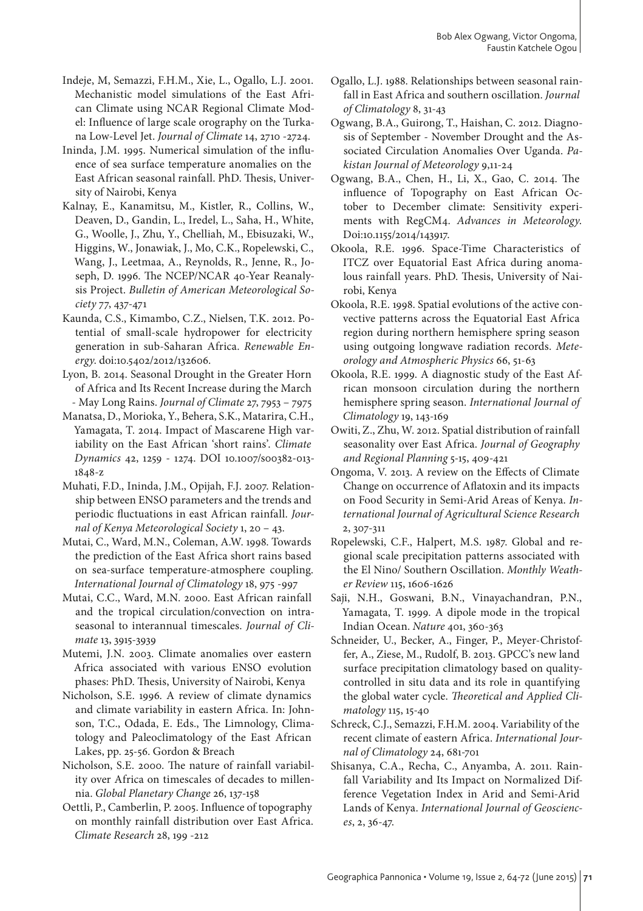Indeje, M, Semazzi, F.H.M., Xie, L., Ogallo, L.J. 2001. Mechanistic model simulations of the East African Climate using NCAR Regional Climate Model: Influence of large scale orography on the Turkana Low-Level Jet. *Journal of Climate* 14, 2710 -2724.

Ininda, J.M. 1995. Numerical simulation of the influence of sea surface temperature anomalies on the East African seasonal rainfall. PhD. Thesis, University of Nairobi, Kenya

Kalnay, E., Kanamitsu, M., Kistler, R., Collins, W., Deaven, D., Gandin, L., Iredel, L., Saha, H., White, G., Woolle, J., Zhu, Y., Chelliah, M., Ebisuzaki, W., Higgins, W., Jonawiak, J., Mo, C.K., Ropelewski, C., Wang, J., Leetmaa, A., Reynolds, R., Jenne, R., Joseph, D. 1996. The NCEP/NCAR 40-Year Reanalysis Project. *Bulletin of American Meteorological Society* 77, 437-471

Kaunda, C.S., Kimambo, C.Z., Nielsen, T.K. 2012. Potential of small-scale hydropower for electricity generation in sub-Saharan Africa. *Renewable Energy*. doi:10.5402/2012/132606.

Lyon, B. 2014. Seasonal Drought in the Greater Horn of Africa and Its Recent Increase during the March - May Long Rains. *Journal of Climate* 27, 7953 – 7975

Manatsa, D., Morioka, Y., Behera, S.K., Matarira, C.H., Yamagata, T. 2014. Impact of Mascarene High variability on the East African 'short rains'. *Climate Dynamics* 42, 1259 - 1274. DOI 10.1007/s00382-013-1848-z

Muhati, F.D., Ininda, J.M., Opijah, F.J. 2007. Relationship between ENSO parameters and the trends and periodic fluctuations in east African rainfall. *Journal of Kenya Meteorological Society* 1, 20 – 43.

Mutai, C., Ward, M.N., Coleman, A.W. 1998. Towards the prediction of the East Africa short rains based on sea-surface temperature-atmosphere coupling. *International Journal of Climatology* 18, 975 -997

Mutai, C.C., Ward, M.N. 2000. East African rainfall and the tropical circulation/convection on intraseasonal to interannual timescales. *Journal of Climate* 13, 3915-3939

Mutemi, J.N. 2003. Climate anomalies over eastern Africa associated with various ENSO evolution phases: PhD. Thesis, University of Nairobi, Kenya

Nicholson, S.E. 1996. A review of climate dynamics and climate variability in eastern Africa. In: Johnson, T.C., Odada, E. Eds., The Limnology, Climatology and Paleoclimatology of the East African Lakes, pp. 25-56. Gordon & Breach

Nicholson, S.E. 2000. The nature of rainfall variability over Africa on timescales of decades to millennia. *Global Planetary Change* 26, 137-158

Oettli, P., Camberlin, P. 2005. Influence of topography on monthly rainfall distribution over East Africa. *Climate Research* 28, 199 -212

Ogallo, L.J. 1988. Relationships between seasonal rainfall in East Africa and southern oscillation. *Journal of Climatology* 8, 31-43

Ogwang, B.A., Guirong, T., Haishan, C. 2012. Diagnosis of September - November Drought and the Associated Circulation Anomalies Over Uganda. *Pakistan Journal of Meteorology* 9,11-24

Ogwang, B.A., Chen, H., Li, X., Gao, C. 2014. The influence of Topography on East African October to December climate: Sensitivity experiments with RegCM4. *Advances in Meteorology*. Doi:10.1155/2014/143917.

Okoola, R.E. 1996. Space-Time Characteristics of ITCZ over Equatorial East Africa during anomalous rainfall years. PhD. Thesis, University of Nairobi, Kenya

Okoola, R.E. 1998. Spatial evolutions of the active convective patterns across the Equatorial East Africa region during northern hemisphere spring season using outgoing longwave radiation records. *Meteorology and Atmospheric Physics* 66, 51-63

Okoola, R.E. 1999. A diagnostic study of the East African monsoon circulation during the northern hemisphere spring season. *International Journal of Climatology* 19, 143-169

Owiti, Z., Zhu, W. 2012. Spatial distribution of rainfall seasonality over East Africa. *Journal of Geography and Regional Planning* 5-15, 409-421

Ongoma, V. 2013. A review on the Effects of Climate Change on occurrence of Aflatoxin and its impacts on Food Security in Semi-Arid Areas of Kenya. *International Journal of Agricultural Science Research* 2, 307-311

Ropelewski, C.F., Halpert, M.S. 1987. Global and regional scale precipitation patterns associated with the El Nino/ Southern Oscillation. *Monthly Weather Review* 115, 1606-1626

Saji, N.H., Goswani, B.N., Vinayachandran, P.N., Yamagata, T. 1999. A dipole mode in the tropical Indian Ocean. *Nature* 401, 360-363

Schneider, U., Becker, A., Finger, P., Meyer-Christoffer, A., Ziese, M., Rudolf, B. 2013. GPCC's new land surface precipitation climatology based on quality-controlled in situ data and its role in quantifying the global water cycle. *Theoretical and Applied Climatology* 115, 15-40

Schreck, C.J., Semazzi, F.H.M. 2004. Variability of the recent climate of eastern Africa. *International Journal of Climatology* 24, 681-701

Shisanya, C.A., Recha, C., Anyamba, A. 2011. Rainfall Variability and Its Impact on Normalized Difference Vegetation Index in Arid and Semi-Arid Lands of Kenya. *International Journal of Geosciences*, 2, 36-47.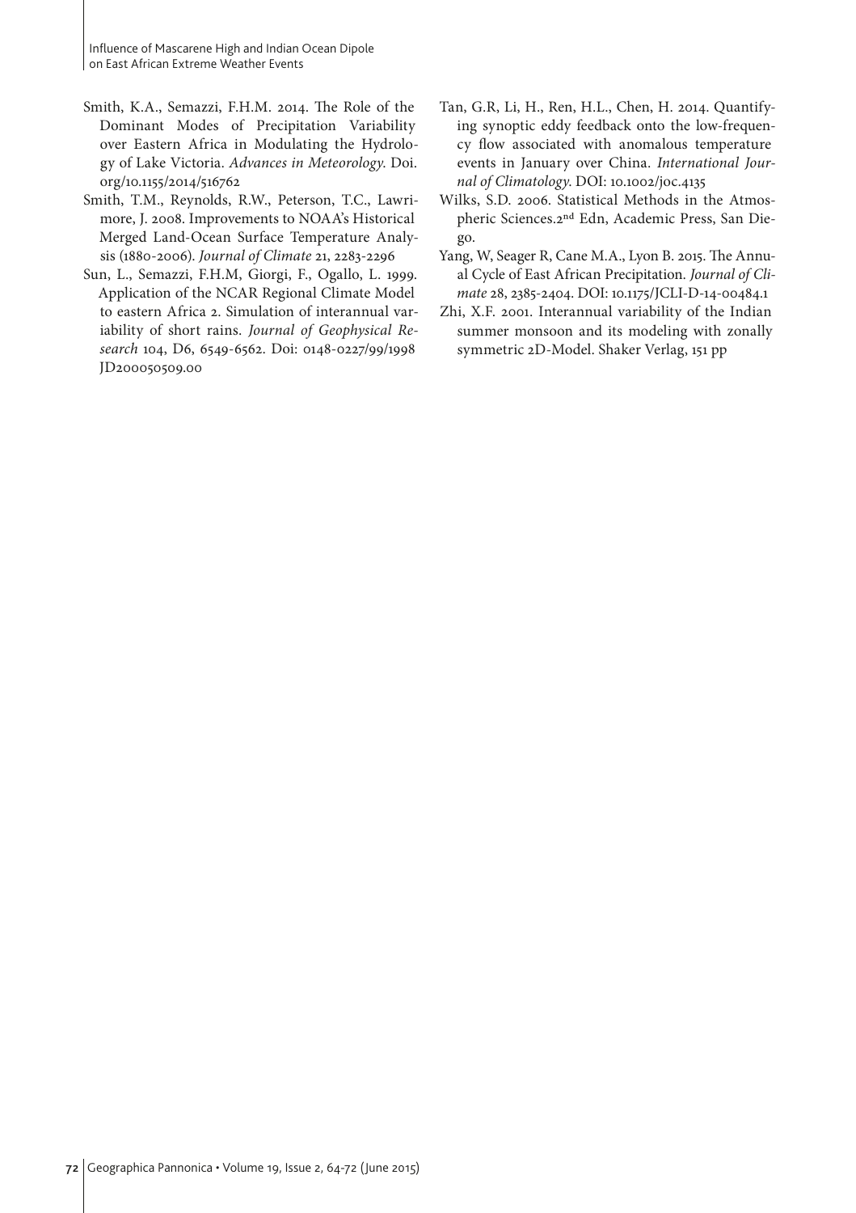Smith, K.A., Semazzi, F.H.M. 2014. The Role of the Dominant Modes of Precipitation Variability over Eastern Africa in Modulating the Hydrology of Lake Victoria. *Advances in Meteorology*. Doi. org/10.1155/2014/516762

Smith, T.M., Reynolds, R.W., Peterson, T.C., Lawrimore, J. 2008. Improvements to NOAA's Historical Merged Land-Ocean Surface Temperature Analysis (1880-2006). *Journal of Climate* 21, 2283-2296

Sun, L., Semazzi, F.H.M, Giorgi, F., Ogallo, L. 1999. Application of the NCAR Regional Climate Model to eastern Africa 2. Simulation of interannual variability of short rains. *Journal of Geophysical Research* 104, D6, 6549-6562. Doi: 0148-0227/99/1998 JD200050509.00

Tan, G.R, Li, H., Ren, H.L., Chen, H. 2014. Quantifying synoptic eddy feedback onto the low-frequency flow associated with anomalous temperature events in January over China. *International Journal of Climatology*. DOI: 10.1002/joc.4135

Wilks, S.D. 2006. Statistical Methods in the Atmospheric Sciences.2nd Edn, Academic Press, San Diego.

Yang, W, Seager R, Cane M.A., Lyon B. 2015. The Annual Cycle of East African Precipitation. *Journal of Climate* 28, 2385-2404. DOI: 10.1175/JCLI-D-14-00484.1

Zhi, X.F. 2001. Interannual variability of the Indian summer monsoon and its modeling with zonally symmetric 2D-Model. Shaker Verlag, 151 pp